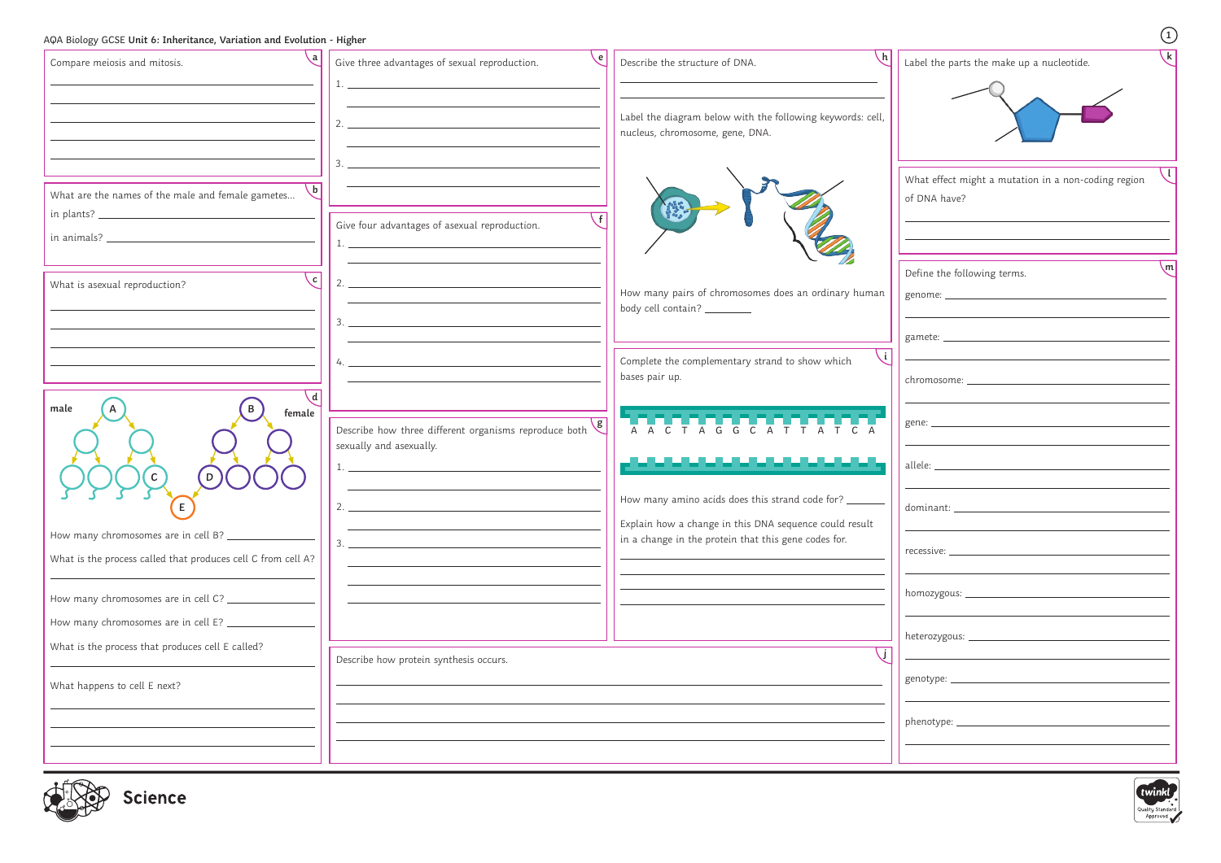# AQA Biology GCSE Unit 6: Inheritance, Variation and Evolution - Higher

**a** Compare meiosis and mitosis.

**b** What are the names of the male and female gametes...

in plants?

in animals?

**c** What is asexual reproduction?

**d**

male A — female B — C — D — E

How many chromosomes are in cell B?

What is the process called that produces cell C from cell A?

How many chromosomes are in cell C?

How many chromosomes are in cell E?

What is the process that produces cell E called?

What happens to cell E next?

**e** Give three advantages of sexual reproduction.

1.

2.

3.

**f** Give four advantages of asexual reproduction.

1.

2.

3.

4.

**g** Describe how three different organisms reproduce both sexually and asexually.

1.

2.

3.

**h** Describe the structure of DNA.

Label the diagram below with the following keywords: cell, nucleus, chromosome, gene, DNA.

How many pairs of chromosomes does an ordinary human body cell contain?

**i** Complete the complementary strand to show which bases pair up.

A A C T A G G C A T T A T C A

How many amino acids does this strand code for?

Explain how a change in this DNA sequence could result in a change in the protein that this gene codes for.

**j** Describe how protein synthesis occurs.

**k** Label the parts the make up a nucleotide.

**l** What effect might a mutation in a non-coding region of DNA have?

**m** Define the following terms.

genome:

gamete:

chromosome:

gene:

allele:

dominant:

recessive:

homozygous:

heterozygous:

genotype:

phenotype: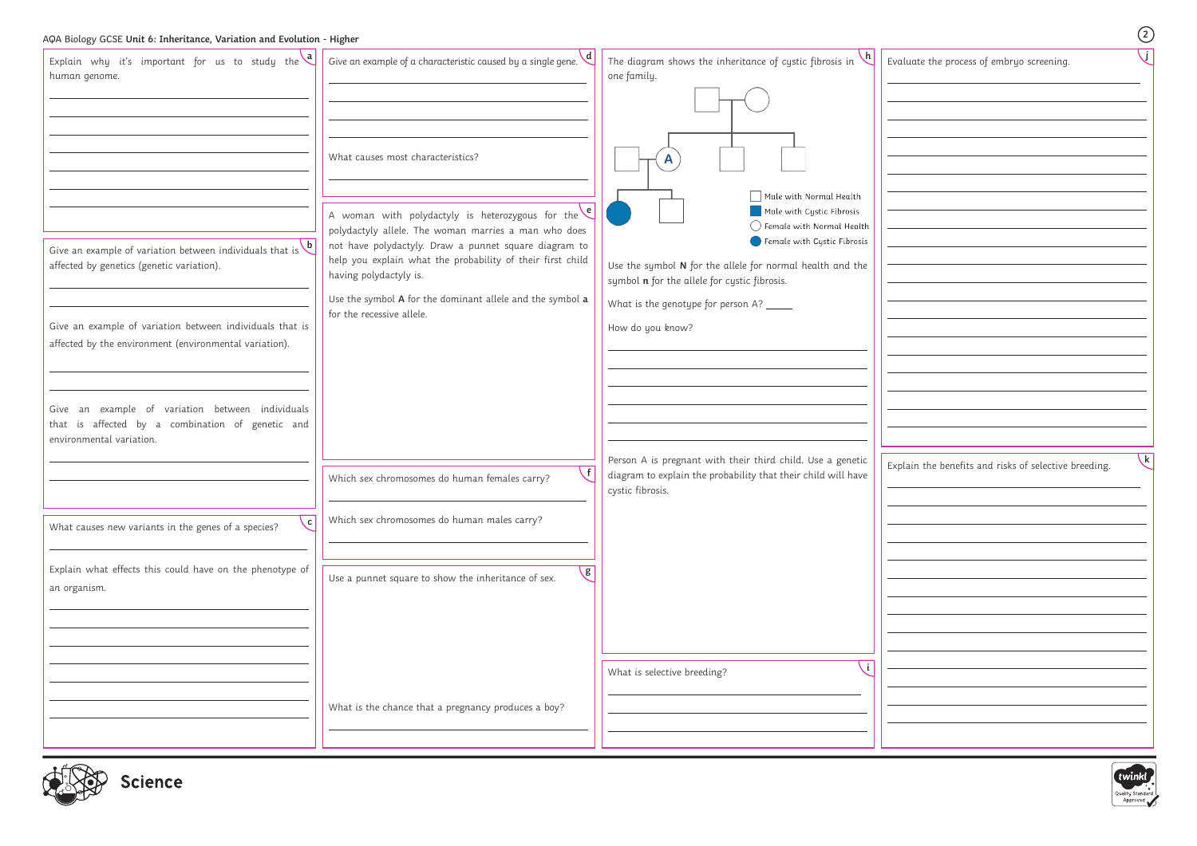AQA Biology GCSE **Unit 6: Inheritance, Variation and Evolution - Higher**

**a**

Explain why it's important for us to study the human genome.

**b**

Give an example of variation between individuals that is affected by genetics (genetic variation).

Give an example of variation between individuals that is affected by the environment (environmental variation).

Give an example of variation between individuals that is affected by a combination of genetic and environmental variation.

**c**

What causes new variants in the genes of a species?

Explain what effects this could have on the phenotype of an organism.

**d**

Give an example of a characteristic caused by a single gene.

What causes most characteristics?

**e**

A woman with polydactyly is heterozygous for the polydactyly allele. The woman marries a man who does not have polydactyly. Draw a punnet square diagram to help you explain what the probability of their first child having polydactyly is.

Use the symbol **A** for the dominant allele and the symbol **a** for the recessive allele.

**f**

Which sex chromosomes do human females carry?

Which sex chromosomes do human males carry?

**g**

Use a punnet square to show the inheritance of sex.

What is the chance that a pregnancy produces a boy?

**h**

The diagram shows the inheritance of cystic fibrosis in one family.

Key:
- Male with Normal Health
- Male with Cystic Fibrosis
- Female with Normal Health
- Female with Cystic Fibrosis

Use the symbol **N** for the allele for normal health and the symbol **n** for the allele for cystic fibrosis.

What is the genotype for person A? _____

How do you know?

Person A is pregnant with their third child. Use a genetic diagram to explain the probability that their child will have cystic fibrosis.

**i**

What is selective breeding?

**j**

Evaluate the process of embryo screening.

**k**

Explain the benefits and risks of selective breeding.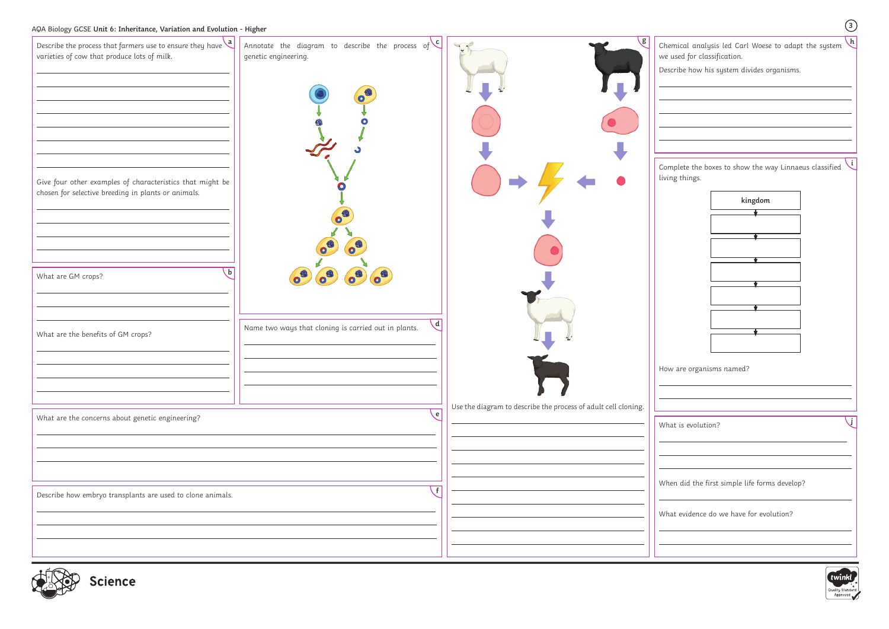AQA Biology GCSE **Unit 6: Inheritance, Variation and Evolution - Higher**

**a**

Describe the process that farmers use to ensure they have varieties of cow that produce lots of milk.

Give four other examples of characteristics that might be chosen for selective breeding in plants or animals.

**b**

What are GM crops?

What are the benefits of GM crops?

**c**

Annotate the diagram to describe the process of genetic engineering.

**d**

Name two ways that cloning is carried out in plants.

**e**

What are the concerns about genetic engineering?

**f**

Describe how embryo transplants are used to clone animals.

**g**

Use the diagram to describe the process of adult cell cloning.

**h**

Chemical analysis led Carl Woese to adapt the system we used for classification.

Describe how his system divides organisms.

**i**

Complete the boxes to show the way Linnaeus classified living things.

| kingdom |
| --- |
| |
| |
| |
| |
| |
| |

How are organisms named?

**j**

What is evolution?

When did the first simple life forms develop?

What evidence do we have for evolution?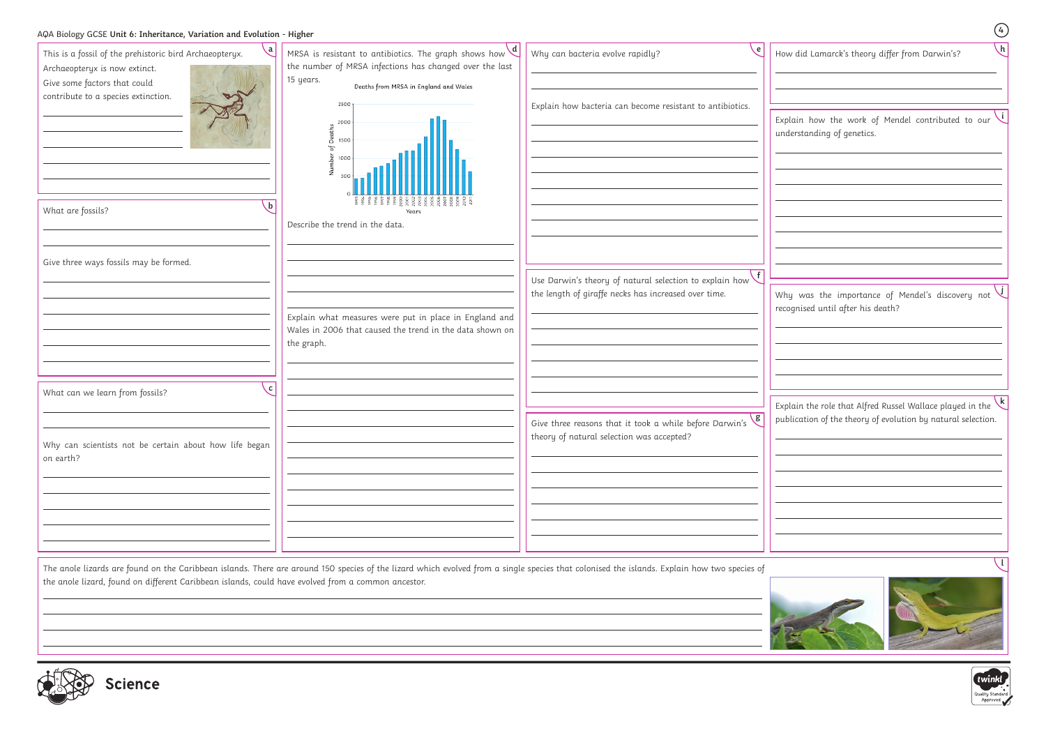AQA Biology GCSE **Unit 6: Inheritance, Variation and Evolution - Higher**

**a**

This is a fossil of the prehistoric bird Archaeopteryx.

Archaeopteryx is now extinct.

Give some factors that could contribute to a species extinction.

**b**

What are fossils?

Give three ways fossils may be formed.

**c**

What can we learn from fossils?

Why can scientists not be certain about how life began on earth?

**d**

MRSA is resistant to antibiotics. The graph shows how the number of MRSA infections has changed over the last 15 years.

Deaths from MRSA in England and Wales

Describe the trend in the data.

Explain what measures were put in place in England and Wales in 2006 that caused the trend in the data shown on the graph.

**e**

Why can bacteria evolve rapidly?

Explain how bacteria can become resistant to antibiotics.

**f**

Use Darwin's theory of natural selection to explain how the length of giraffe necks has increased over time.

**g**

Give three reasons that it took a while before Darwin's theory of natural selection was accepted?

**h**

How did Lamarck's theory differ from Darwin's?

**i**

Explain how the work of Mendel contributed to our understanding of genetics.

**j**

Why was the importance of Mendel's discovery not recognised until after his death?

**k**

Explain the role that Alfred Russel Wallace played in the publication of the theory of evolution by natural selection.

**l**

The anole lizards are found on the Caribbean islands. There are around 150 species of the lizard which evolved from a single species that colonised the islands. Explain how two species of the anole lizard, found on different Caribbean islands, could have evolved from a common ancestor.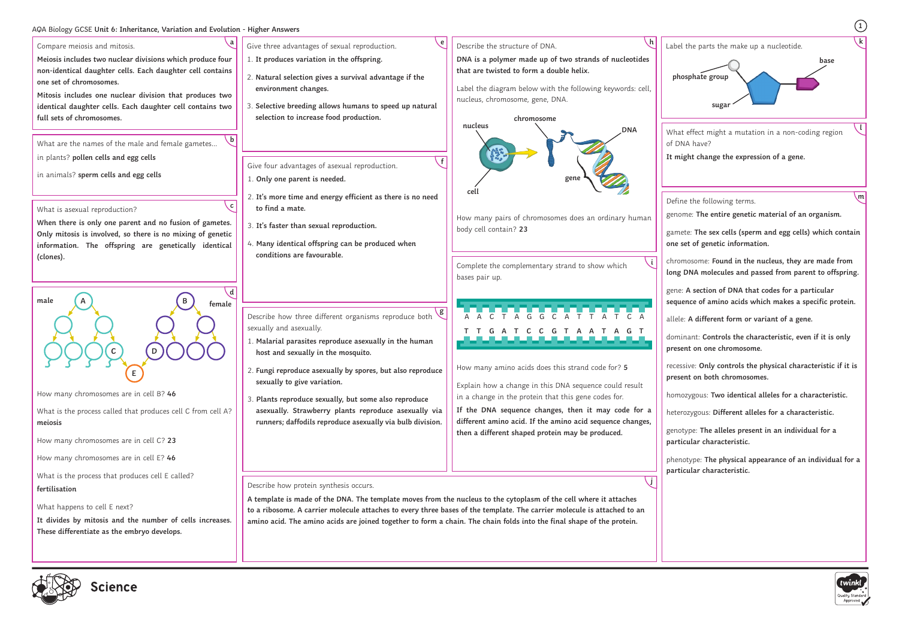AQA Biology GCSE Unit 6: Inheritance, Variation and Evolution - Higher Answers

## a

Compare meiosis and mitosis.

**Meiosis includes two nuclear divisions which produce four non-identical daughter cells. Each daughter cell contains one set of chromosomes.**

**Mitosis includes one nuclear division that produces two identical daughter cells. Each daughter cell contains two full sets of chromosomes.**

## b

What are the names of the male and female gametes...

in plants? **pollen cells and egg cells**

in animals? **sperm cells and egg cells**

## c

What is asexual reproduction?

**When there is only one parent and no fusion of gametes. Only mitosis is involved, so there is no mixing of genetic information. The offspring are genetically identical (clones).**

## d

male A, female B, C, D, E

How many chromosomes are in cell B? **46**

What is the process called that produces cell C from cell A? **meiosis**

How many chromosomes are in cell C? **23**

How many chromosomes are in cell E? **46**

What is the process that produces cell E called? **fertilisation**

What happens to cell E next?

**It divides by mitosis and the number of cells increases. These differentiate as the embryo develops.**

## e

Give three advantages of sexual reproduction.

1. **It produces variation in the offspring.**
2. **Natural selection gives a survival advantage if the environment changes.**
3. **Selective breeding allows humans to speed up natural selection to increase food production.**

## f

Give four advantages of asexual reproduction.

1. **Only one parent is needed.**
2. **It's more time and energy efficient as there is no need to find a mate.**
3. **It's faster than sexual reproduction.**
4. **Many identical offspring can be produced when conditions are favourable.**

## g

Describe how three different organisms reproduce both sexually and asexually.

1. **Malarial parasites reproduce asexually in the human host and sexually in the mosquito.**
2. **Fungi reproduce asexually by spores, but also reproduce sexually to give variation.**
3. **Plants reproduce sexually, but some also reproduce asexually. Strawberry plants reproduce asexually via runners; daffodils reproduce asexually via bulb division.**

## h

Describe the structure of DNA.

**DNA is a polymer made up of two strands of nucleotides that are twisted to form a double helix.**

Label the diagram below with the following keywords: cell, nucleus, chromosome, gene, DNA.

Labels: **nucleus**, **chromosome**, **DNA**, **gene**, **cell**

How many pairs of chromosomes does an ordinary human body cell contain? **23**

## i

Complete the complementary strand to show which bases pair up.

A A C T A G G C A T T A T C A

**T T G A T C C G T A A T A G T**

How many amino acids does this strand code for? **5**

Explain how a change in this DNA sequence could result in a change in the protein that this gene codes for.

**If the DNA sequence changes, then it may code for a different amino acid. If the amino acid sequence changes, then a different shaped protein may be produced.**

## j

Describe how protein synthesis occurs.

**A template is made of the DNA. The template moves from the nucleus to the cytoplasm of the cell where it attaches to a ribosome. A carrier molecule attaches to every three bases of the template. The carrier molecule is attached to an amino acid. The amino acids are joined together to form a chain. The chain folds into the final shape of the protein.**

## k

Label the parts the make up a nucleotide.

**phosphate group**, **base**, **sugar**

## l

What effect might a mutation in a non-coding region of DNA have?

**It might change the expression of a gene.**

## m

Define the following terms.

genome: **The entire genetic material of an organism.**

gamete: **The sex cells (sperm and egg cells) which contain one set of genetic information.**

chromosome: **Found in the nucleus, they are made from long DNA molecules and passed from parent to offspring.**

gene: **A section of DNA that codes for a particular sequence of amino acids which makes a specific protein.**

allele: **A different form or variant of a gene.**

dominant: **Controls the characteristic, even if it is only present on one chromosome.**

recessive: **Only controls the physical characteristic if it is present on both chromosomes.**

homozygous: **Two identical alleles for a characteristic.**

heterozygous: **Different alleles for a characteristic.**

genotype: **The alleles present in an individual for a particular characteristic.**

phenotype: **The physical appearance of an individual for a particular characteristic.**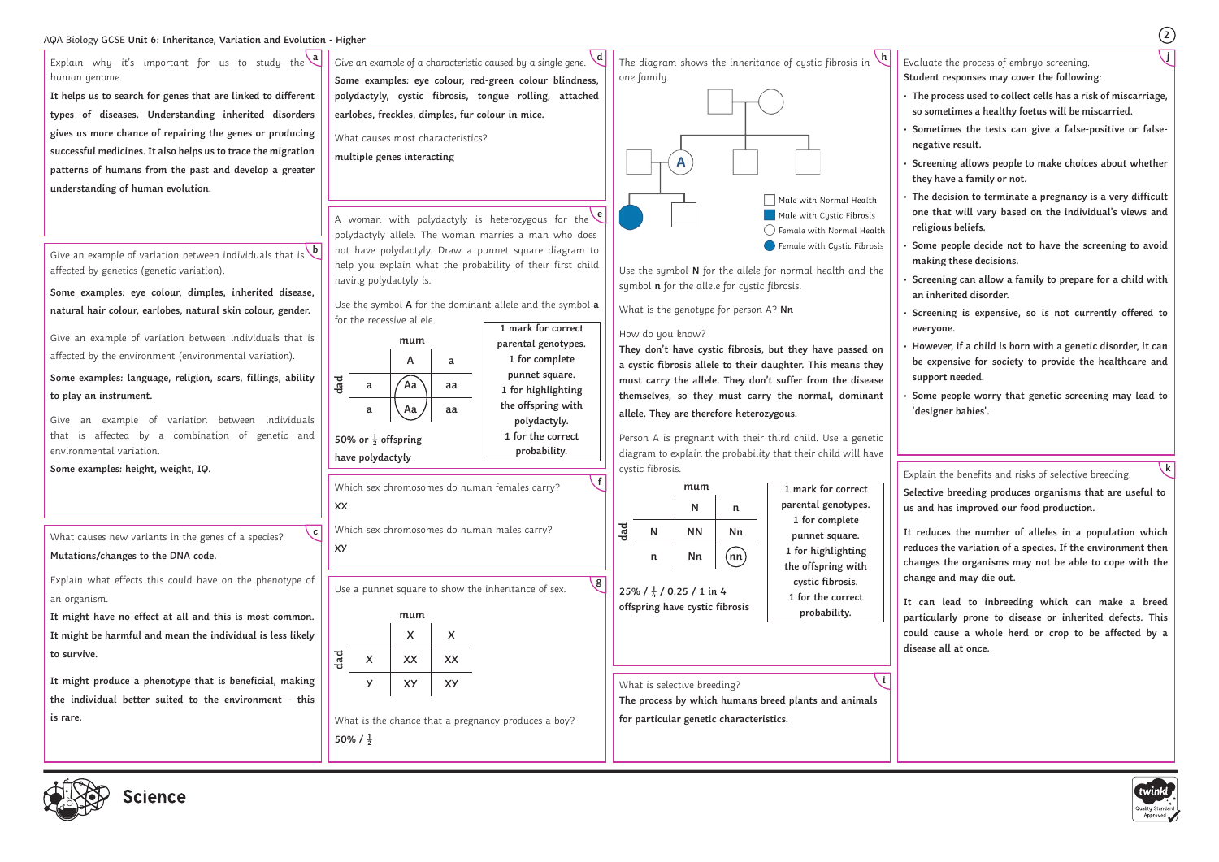AQA Biology GCSE **Unit 6: Inheritance, Variation and Evolution - Higher**

**a**

Explain why it's important for us to study the human genome.

**It helps us to search for genes that are linked to different types of diseases. Understanding inherited disorders gives us more chance of repairing the genes or producing successful medicines. It also helps us to trace the migration patterns of humans from the past and develop a greater understanding of human evolution.**

**b**

Give an example of variation between individuals that is affected by genetics (genetic variation).

**Some examples: eye colour, dimples, inherited disease, natural hair colour, earlobes, natural skin colour, gender.**

Give an example of variation between individuals that is affected by the environment (environmental variation).

**Some examples: language, religion, scars, fillings, ability to play an instrument.**

Give an example of variation between individuals that is affected by a combination of genetic and environmental variation.

**Some examples: height, weight, IQ.**

**c**

What causes new variants in the genes of a species?

**Mutations/changes to the DNA code.**

Explain what effects this could have on the phenotype of an organism.

**It might have no effect at all and this is most common. It might be harmful and mean the individual is less likely to survive.**

**It might produce a phenotype that is beneficial, making the individual better suited to the environment - this is rare.**

**d**

Give an example of a characteristic caused by a single gene.

**Some examples: eye colour, red-green colour blindness, polydactyly, cystic fibrosis, tongue rolling, attached earlobes, freckles, dimples, fur colour in mice.**

What causes most characteristics?

**multiple genes interacting**

**e**

A woman with polydactyly is heterozygous for the polydactyly allele. The woman marries a man who does not have polydactyly. Draw a punnet square diagram to help you explain what the probability of their first child having polydactyly is.

Use the symbol **A** for the dominant allele and the symbol **a** for the recessive allele.

| dad \ mum | A | a |
|---|---|---|
| a | **Aa** (circled) | **aa** |
| a | **Aa** (circled) | **aa** |

**50% or $\frac{1}{2}$ offspring have polydactyly**

**1 mark for correct parental genotypes.**
**1 for complete punnet square.**
**1 for highlighting the offspring with polydactyly.**
**1 for the correct probability.**

**f**

Which sex chromosomes do human females carry?

**XX**

Which sex chromosomes do human males carry?

**XY**

**g**

Use a punnet square to show the inheritance of sex.

| dad \ mum | X | X |
|---|---|---|
| X | **XX** | **XX** |
| Y | **XY** | **XY** |

What is the chance that a pregnancy produces a boy?

**50% / $\frac{1}{2}$**

**h**

The diagram shows the inheritance of cystic fibrosis in one family.

Key: Male with Normal Health; Male with Cystic Fibrosis; Female with Normal Health; Female with Cystic Fibrosis

Use the symbol **N** for the allele for normal health and the symbol **n** for the allele for cystic fibrosis.

What is the genotype for person A? **Nn**

How do you know?

**They don't have cystic fibrosis, but they have passed on a cystic fibrosis allele to their daughter. This means they must carry the allele. They don't suffer from the disease themselves, so they must carry the normal, dominant allele. They are therefore heterozygous.**

Person A is pregnant with their third child. Use a genetic diagram to explain the probability that their child will have cystic fibrosis.

| dad \ mum | N | n |
|---|---|---|
| N | **NN** | **Nn** |
| n | **Nn** | **nn** (circled) |

**25% / $\frac{1}{4}$ / 0.25 / 1 in 4 offspring have cystic fibrosis**

**1 mark for correct parental genotypes.**
**1 for complete punnet square.**
**1 for highlighting the offspring with cystic fibrosis.**
**1 for the correct probability.**

**i**

What is selective breeding?

**The process by which humans breed plants and animals for particular genetic characteristics.**

**j**

Evaluate the process of embryo screening.

**Student responses may cover the following:**

- **The process used to collect cells has a risk of miscarriage, so sometimes a healthy foetus will be miscarried.**
- **Sometimes the tests can give a false-positive or false-negative result.**
- **Screening allows people to make choices about whether they have a family or not.**
- **The decision to terminate a pregnancy is a very difficult one that will vary based on the individual's views and religious beliefs.**
- **Some people decide not to have the screening to avoid making these decisions.**
- **Screening can allow a family to prepare for a child with an inherited disorder.**
- **Screening is expensive, so is not currently offered to everyone.**
- **However, if a child is born with a genetic disorder, it can be expensive for society to provide the healthcare and support needed.**
- **Some people worry that genetic screening may lead to 'designer babies'.**

**k**

Explain the benefits and risks of selective breeding.

**Selective breeding produces organisms that are useful to us and has improved our food production.**

**It reduces the number of alleles in a population which reduces the variation of a species. If the environment then changes the organisms may not be able to cope with the change and may die out.**

**It can lead to inbreeding which can make a breed particularly prone to disease or inherited defects. This could cause a whole herd or crop to be affected by a disease all at once.**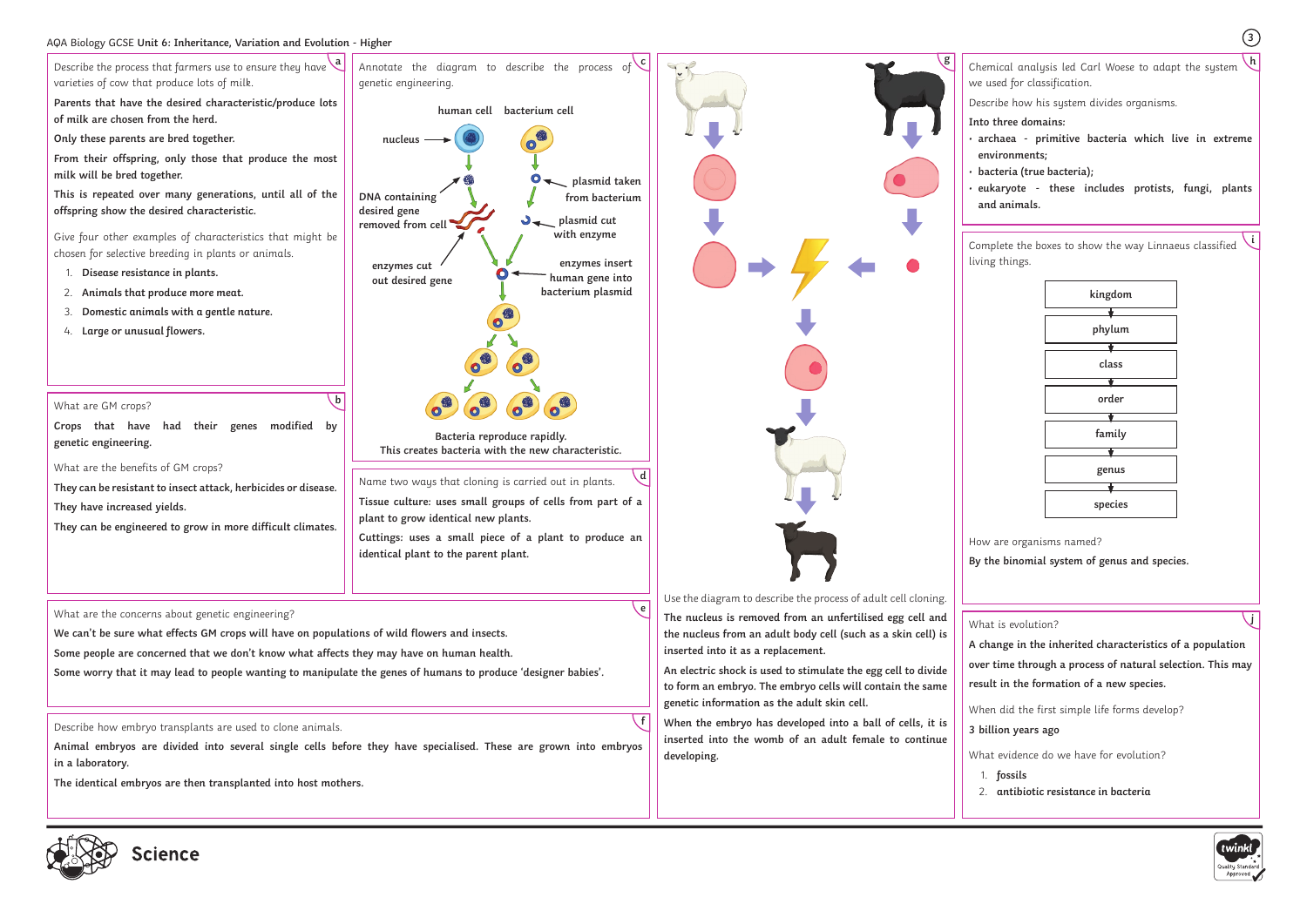AQA Biology GCSE Unit 6: Inheritance, Variation and Evolution - Higher

**a**

Describe the process that farmers use to ensure they have varieties of cow that produce lots of milk.

**Parents that have the desired characteristic/produce lots of milk are chosen from the herd.**

**Only these parents are bred together.**

**From their offspring, only those that produce the most milk will be bred together.**

**This is repeated over many generations, until all of the offspring show the desired characteristic.**

Give four other examples of characteristics that might be chosen for selective breeding in plants or animals.

1. **Disease resistance in plants.**
2. **Animals that produce more meat.**
3. **Domestic animals with a gentle nature.**
4. **Large or unusual flowers.**

**b**

What are GM crops?

**Crops that have had their genes modified by genetic engineering.**

What are the benefits of GM crops?

**They can be resistant to insect attack, herbicides or disease.**

**They have increased yields.**

**They can be engineered to grow in more difficult climates.**

**c**

Annotate the diagram to describe the process of genetic engineering.

human cell — bacterium cell

nucleus

**DNA containing desired gene removed from cell**

**plasmid taken from bacterium**

**plasmid cut with enzyme**

**enzymes cut out desired gene**

**enzymes insert human gene into bacterium plasmid**

**Bacteria reproduce rapidly. This creates bacteria with the new characteristic.**

**d**

Name two ways that cloning is carried out in plants.

**Tissue culture: uses small groups of cells from part of a plant to grow identical new plants.**

**Cuttings: uses a small piece of a plant to produce an identical plant to the parent plant.**

**e**

What are the concerns about genetic engineering?

**We can't be sure what effects GM crops will have on populations of wild flowers and insects.**

**Some people are concerned that we don't know what affects they may have on human health.**

**Some worry that it may lead to people wanting to manipulate the genes of humans to produce 'designer babies'.**

**f**

Describe how embryo transplants are used to clone animals.

**Animal embryos are divided into several single cells before they have specialised. These are grown into embryos in a laboratory.**

**The identical embryos are then transplanted into host mothers.**

**g**

Use the diagram to describe the process of adult cell cloning.

**The nucleus is removed from an unfertilised egg cell and the nucleus from an adult body cell (such as a skin cell) is inserted into it as a replacement.**

**An electric shock is used to stimulate the egg cell to divide to form an embryo. The embryo cells will contain the same genetic information as the adult skin cell.**

**When the embryo has developed into a ball of cells, it is inserted into the womb of an adult female to continue developing.**

**h**

Chemical analysis led Carl Woese to adapt the system we used for classification.

Describe how his system divides organisms.

**Into three domains:**

- **archaea - primitive bacteria which live in extreme environments;**
- **bacteria (true bacteria);**
- **eukaryote - these includes protists, fungi, plants and animals.**

**i**

Complete the boxes to show the way Linnaeus classified living things.

**kingdom** → **phylum** → **class** → **order** → **family** → **genus** → **species**

How are organisms named?

**By the binomial system of genus and species.**

**j**

What is evolution?

**A change in the inherited characteristics of a population over time through a process of natural selection. This may result in the formation of a new species.**

When did the first simple life forms develop?

**3 billion years ago**

What evidence do we have for evolution?

1. **fossils**
2. **antibiotic resistance in bacteria**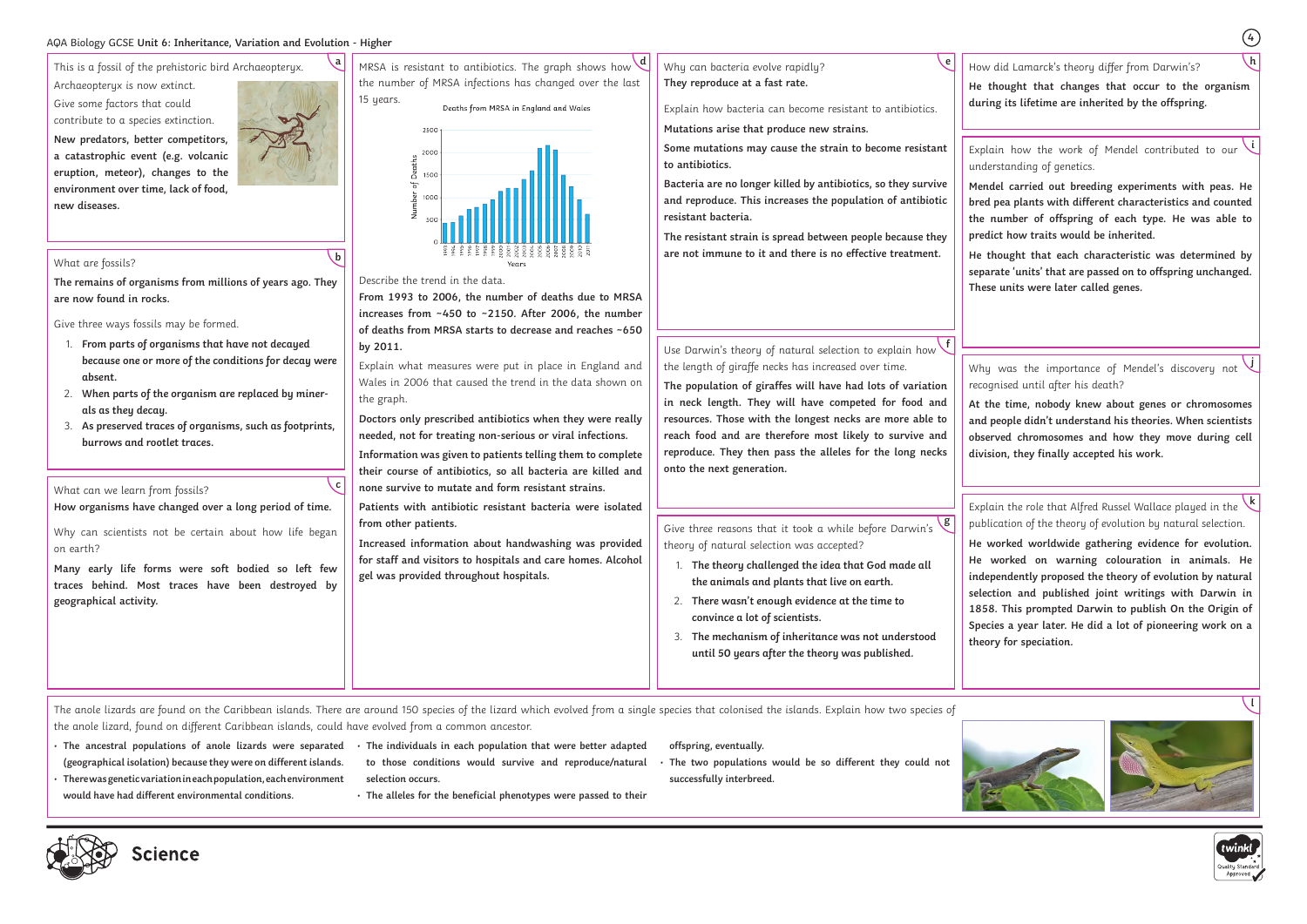AQA Biology GCSE **Unit 6: Inheritance, Variation and Evolution - Higher**

**a**

This is a fossil of the prehistoric bird Archaeopteryx.

Archaeopteryx is now extinct.

Give some factors that could contribute to a species extinction.

**New predators, better competitors, a catastrophic event (e.g. volcanic eruption, meteor), changes to the environment over time, lack of food, new diseases.**

**b**

What are fossils?

**The remains of organisms from millions of years ago. They are now found in rocks.**

Give three ways fossils may be formed.

1. **From parts of organisms that have not decayed because one or more of the conditions for decay were absent.**
2. **When parts of the organism are replaced by minerals as they decay.**
3. **As preserved traces of organisms, such as footprints, burrows and rootlet traces.**

**c**

What can we learn from fossils?

**How organisms have changed over a long period of time.**

Why can scientists not be certain about how life began on earth?

**Many early life forms were soft bodied so left few traces behind. Most traces have been destroyed by geographical activity.**

**d**

MRSA is resistant to antibiotics. The graph shows how the number of MRSA infections has changed over the last 15 years.

Deaths from MRSA in England and Wales

Number of Deaths

2500
2000
1500
1000
500
0

1993 1994 1995 1996 1997 1998 1999 2000 2001 2002 2003 2004 2005 2006 2007 2008 2009 2010 2011

Years

Describe the trend in the data.

**From 1993 to 2006, the number of deaths due to MRSA increases from ~450 to ~2150. After 2006, the number of deaths from MRSA starts to decrease and reaches ~650 by 2011.**

Explain what measures were put in place in England and Wales in 2006 that caused the trend in the data shown on the graph.

**Doctors only prescribed antibiotics when they were really needed, not for treating non-serious or viral infections.**

**Information was given to patients telling them to complete their course of antibiotics, so all bacteria are killed and none survive to mutate and form resistant strains.**

**Patients with antibiotic resistant bacteria were isolated from other patients.**

**Increased information about handwashing was provided for staff and visitors to hospitals and care homes. Alcohol gel was provided throughout hospitals.**

**e**

Why can bacteria evolve rapidly?

**They reproduce at a fast rate.**

Explain how bacteria can become resistant to antibiotics.

**Mutations arise that produce new strains.**

**Some mutations may cause the strain to become resistant to antibiotics.**

**Bacteria are no longer killed by antibiotics, so they survive and reproduce. This increases the population of antibiotic resistant bacteria.**

**The resistant strain is spread between people because they are not immune to it and there is no effective treatment.**

**f**

Use Darwin's theory of natural selection to explain how the length of giraffe necks has increased over time.

**The population of giraffes will have had lots of variation in neck length. They will have competed for food and resources. Those with the longest necks are more able to reach food and are therefore most likely to survive and reproduce. They then pass the alleles for the long necks onto the next generation.**

**g**

Give three reasons that it took a while before Darwin's theory of natural selection was accepted?

1. **The theory challenged the idea that God made all the animals and plants that live on earth.**
2. **There wasn't enough evidence at the time to convince a lot of scientists.**
3. **The mechanism of inheritance was not understood until 50 years after the theory was published.**

**h**

How did Lamarck's theory differ from Darwin's?

**He thought that changes that occur to the organism during its lifetime are inherited by the offspring.**

**i**

Explain how the work of Mendel contributed to our understanding of genetics.

**Mendel carried out breeding experiments with peas. He bred pea plants with different characteristics and counted the number of offspring of each type. He was able to predict how traits would be inherited.**

**He thought that each characteristic was determined by separate 'units' that are passed on to offspring unchanged. These units were later called genes.**

**j**

Why was the importance of Mendel's discovery not recognised until after his death?

**At the time, nobody knew about genes or chromosomes and people didn't understand his theories. When scientists observed chromosomes and how they move during cell division, they finally accepted his work.**

**k**

Explain the role that Alfred Russel Wallace played in the publication of the theory of evolution by natural selection.

**He worked worldwide gathering evidence for evolution. He worked on warning colouration in animals. He independently proposed the theory of evolution by natural selection and published joint writings with Darwin in 1858. This prompted Darwin to publish On the Origin of Species a year later. He did a lot of pioneering work on a theory for speciation.**

**l**

The anole lizards are found on the Caribbean islands. There are around 150 species of the lizard which evolved from a single species that colonised the islands. Explain how two species of the anole lizard, found on different Caribbean islands, could have evolved from a common ancestor.

- **The ancestral populations of anole lizards were separated (geographical isolation) because they were on different islands.**
- **There was genetic variation in each population, each environment would have had different environmental conditions.**
- **The individuals in each population that were better adapted to those conditions would survive and reproduce/natural selection occurs.**
- **The alleles for the beneficial phenotypes were passed to their offspring, eventually.**
- **The two populations would be so different they could not successfully interbreed.**